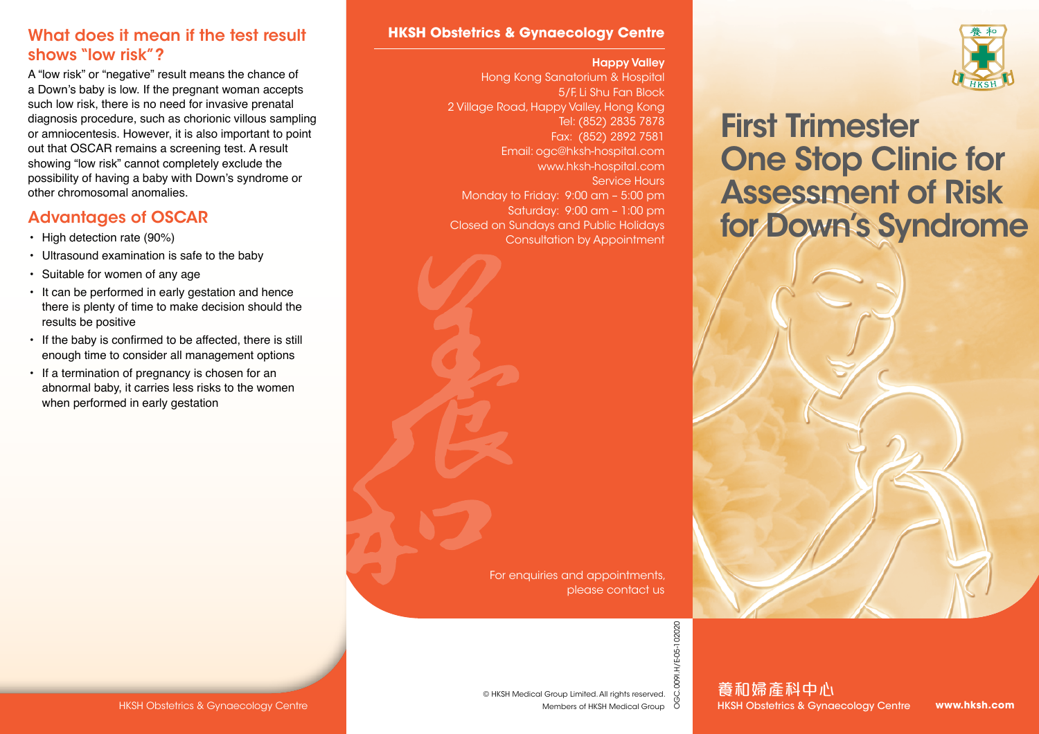## What does it mean if the test result shows "low risk"?

A "low risk" or "negative" result means the chance of a Down's baby is low. If the pregnant woman accepts such low risk, there is no need for invasive prenatal diagnosis procedure, such as chorionic villous sampling or amniocentesis. However, it is also important to point out that OSCAR remains a screening test. A result showing "low risk" cannot completely exclude the possibility of having a baby with Down's syndrome or other chromosomal anomalies.

## Advantages of OSCAR

- High detection rate (90%)
- Ultrasound examination is safe to the baby
- Suitable for women of any age
- It can be performed in early gestation and hence there is plenty of time to make decision should the results be positive
- If the baby is confirmed to be affected, there is still enough time to consider all management options
- If a termination of pregnancy is chosen for an abnormal baby, it carries less risks to the women when performed in early gestation

HKSH Obstetrics & Gynaecology Centre

## HKSH Obstetrics & Gynaecology Centre

**Happy Valley**
Hong Kong Sanatorium & Hospital
5/F, Li Shu Fan Block
2 Village Road, Happy Valley, Hong Kong
Tel: (852) 2835 7878
Fax: (852) 2892 7581
Email: ogc@hksh-hospital.com
www.hksh-hospital.com
Service Hours
Monday to Friday: 9:00 am – 5:00 pm
Saturday: 9:00 am – 1:00 pm
Closed on Sundays and Public Holidays
Consultation by Appointment

For enquiries and appointments, please contact us

© HKSH Medical Group Limited. All rights reserved.
Members of HKSH Medical Group

OGC.009I.H/E-05-102020

# First Trimester One Stop Clinic for Assessment of Risk for Down's Syndrome

養和婦產科中心
HKSH Obstetrics & Gynaecology Centre

**www.hksh.com**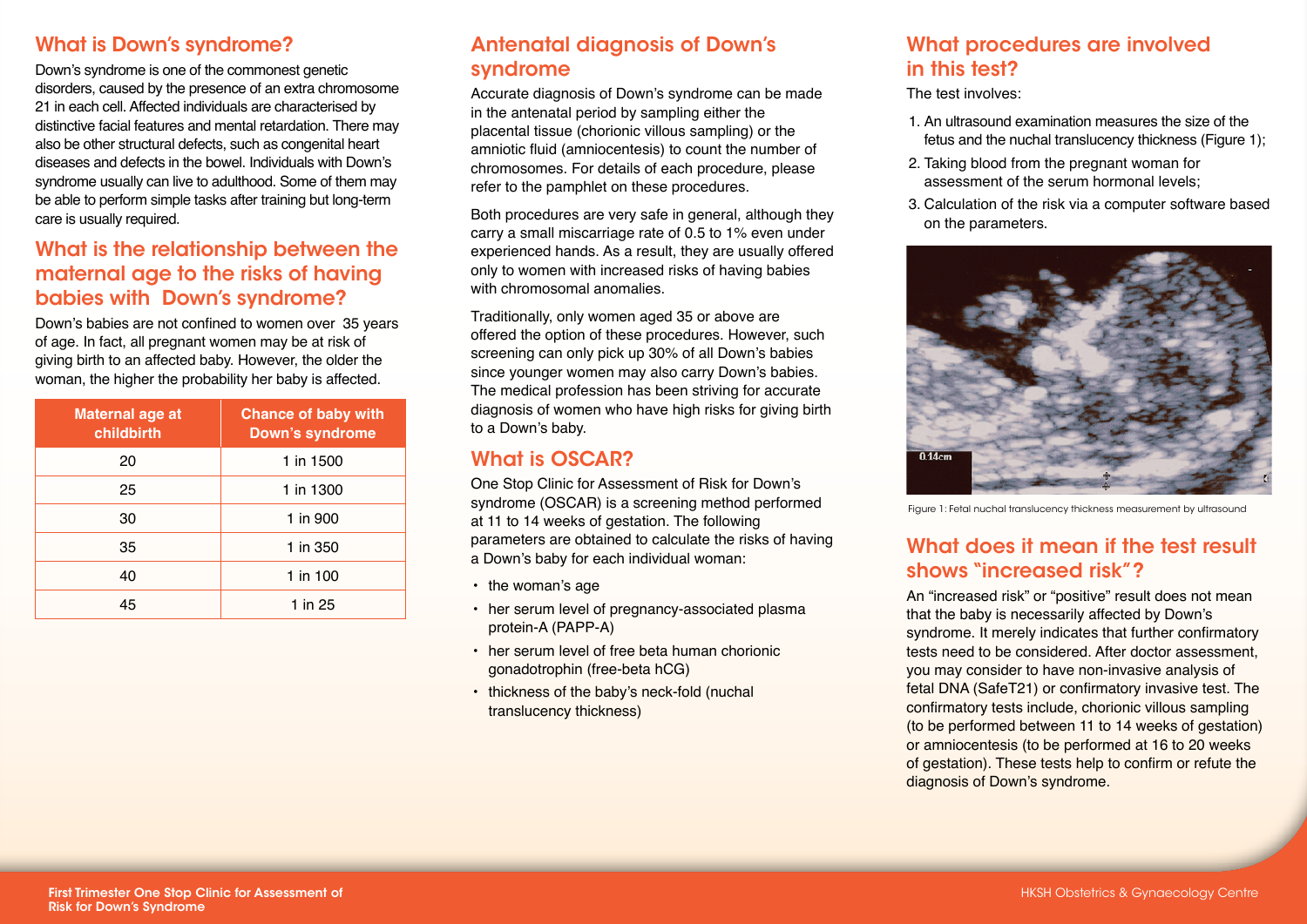## What is Down's syndrome?

Down's syndrome is one of the commonest genetic disorders, caused by the presence of an extra chromosome 21 in each cell. Affected individuals are characterised by distinctive facial features and mental retardation. There may also be other structural defects, such as congenital heart diseases and defects in the bowel. Individuals with Down's syndrome usually can live to adulthood. Some of them may be able to perform simple tasks after training but long-term care is usually required.

## What is the relationship between the maternal age to the risks of having babies with Down's syndrome?

Down's babies are not confined to women over 35 years of age. In fact, all pregnant women may be at risk of giving birth to an affected baby. However, the older the woman, the higher the probability her baby is affected.

| Maternal age at childbirth | Chance of baby with Down's syndrome |
|---|---|
| 20 | 1 in 1500 |
| 25 | 1 in 1300 |
| 30 | 1 in 900 |
| 35 | 1 in 350 |
| 40 | 1 in 100 |
| 45 | 1 in 25 |

## Antenatal diagnosis of Down's syndrome

Accurate diagnosis of Down's syndrome can be made in the antenatal period by sampling either the placental tissue (chorionic villous sampling) or the amniotic fluid (amniocentesis) to count the number of chromosomes. For details of each procedure, please refer to the pamphlet on these procedures.

Both procedures are very safe in general, although they carry a small miscarriage rate of 0.5 to 1% even under experienced hands. As a result, they are usually offered only to women with increased risks of having babies with chromosomal anomalies.

Traditionally, only women aged 35 or above are offered the option of these procedures. However, such screening can only pick up 30% of all Down's babies since younger women may also carry Down's babies. The medical profession has been striving for accurate diagnosis of women who have high risks for giving birth to a Down's baby.

## What is OSCAR?

One Stop Clinic for Assessment of Risk for Down's syndrome (OSCAR) is a screening method performed at 11 to 14 weeks of gestation. The following parameters are obtained to calculate the risks of having a Down's baby for each individual woman:

- the woman's age
- her serum level of pregnancy-associated plasma protein-A (PAPP-A)
- her serum level of free beta human chorionic gonadotrophin (free-beta hCG)
- thickness of the baby's neck-fold (nuchal translucency thickness)

## What procedures are involved in this test?

The test involves:

1. An ultrasound examination measures the size of the fetus and the nuchal translucency thickness (Figure 1);
2. Taking blood from the pregnant woman for assessment of the serum hormonal levels;
3. Calculation of the risk via a computer software based on the parameters.

0.14cm

Figure 1: Fetal nuchal translucency thickness measurement by ultrasound

## What does it mean if the test result shows "increased risk"?

An "increased risk" or "positive" result does not mean that the baby is necessarily affected by Down's syndrome. It merely indicates that further confirmatory tests need to be considered. After doctor assessment, you may consider to have non-invasive analysis of fetal DNA (SafeT21) or confirmatory invasive test. The confirmatory tests include, chorionic villous sampling (to be performed between 11 to 14 weeks of gestation) or amniocentesis (to be performed at 16 to 20 weeks of gestation). These tests help to confirm or refute the diagnosis of Down's syndrome.